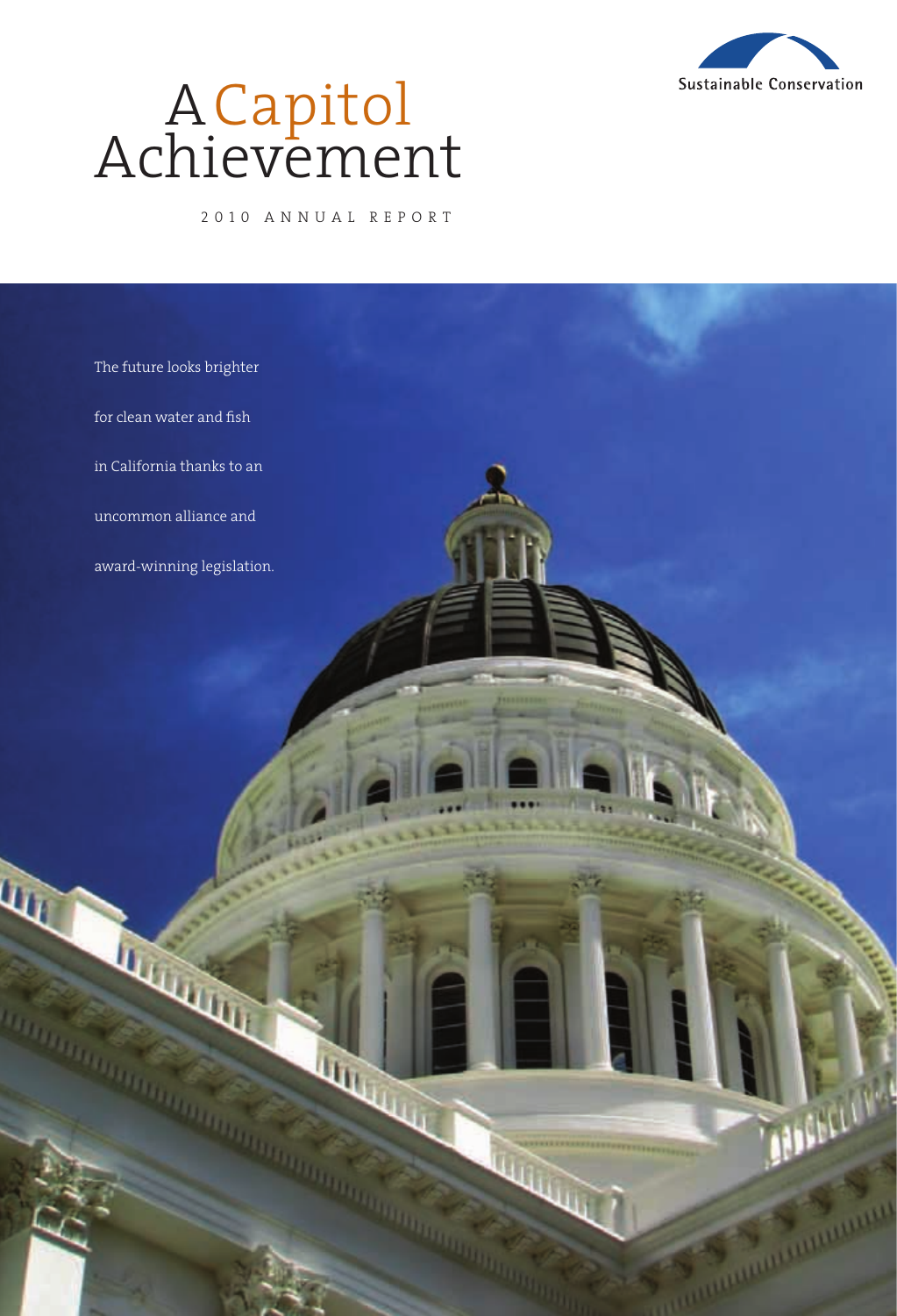Sustainable Conservation

# A Capitol Achievement

2010 ANNUAL REPORT

The future looks brighter for clean water and fish in California thanks to an uncommon alliance and award-winning legislation.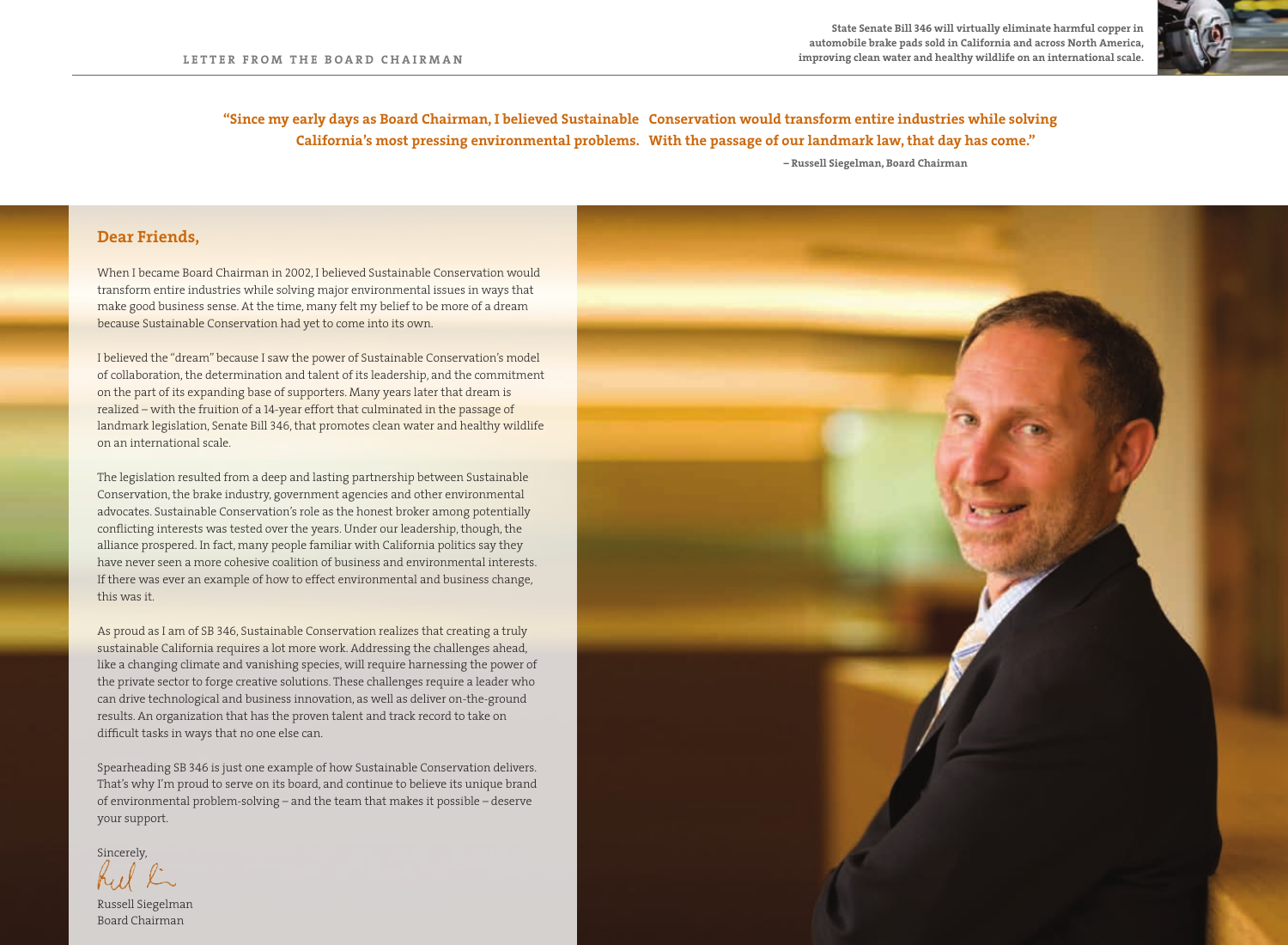## LETTER FROM THE BOARD CHAIRMAN

**State Senate Bill 346 will virtually eliminate harmful copper in automobile brake pads sold in California and across North America, improving clean water and healthy wildlife on an international scale.**

**"Since my early days as Board Chairman, I believed Sustainable Conservation would transform entire industries while solving California's most pressing environmental problems. With the passage of our landmark law, that day has come."**

**– Russell Siegelman, Board Chairman**

### Dear Friends,

When I became Board Chairman in 2002, I believed Sustainable Conservation would transform entire industries while solving major environmental issues in ways that make good business sense. At the time, many felt my belief to be more of a dream because Sustainable Conservation had yet to come into its own.

I believed the "dream" because I saw the power of Sustainable Conservation's model of collaboration, the determination and talent of its leadership, and the commitment on the part of its expanding base of supporters. Many years later that dream is realized – with the fruition of a 14-year effort that culminated in the passage of landmark legislation, Senate Bill 346, that promotes clean water and healthy wildlife on an international scale.

The legislation resulted from a deep and lasting partnership between Sustainable Conservation, the brake industry, government agencies and other environmental advocates. Sustainable Conservation's role as the honest broker among potentially conflicting interests was tested over the years. Under our leadership, though, the alliance prospered. In fact, many people familiar with California politics say they have never seen a more cohesive coalition of business and environmental interests. If there was ever an example of how to effect environmental and business change, this was it.

As proud as I am of SB 346, Sustainable Conservation realizes that creating a truly sustainable California requires a lot more work. Addressing the challenges ahead, like a changing climate and vanishing species, will require harnessing the power of the private sector to forge creative solutions. These challenges require a leader who can drive technological and business innovation, as well as deliver on-the-ground results. An organization that has the proven talent and track record to take on difficult tasks in ways that no one else can.

Spearheading SB 346 is just one example of how Sustainable Conservation delivers. That's why I'm proud to serve on its board, and continue to believe its unique brand of environmental problem-solving – and the team that makes it possible – deserve your support.

Sincerely,

Russell Siegelman
Board Chairman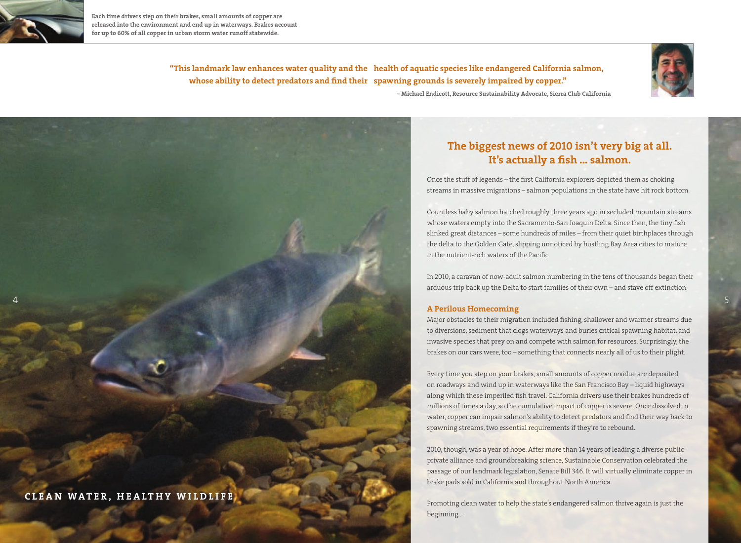Each time drivers step on their brakes, small amounts of copper are released into the environment and end up in waterways. Brakes account for up to 60% of all copper in urban storm water runoff statewide.

**"This landmark law enhances water quality and the health of aquatic species like endangered California salmon, whose ability to detect predators and find their spawning grounds is severely impaired by copper."**

**– Michael Endicott, Resource Sustainability Advocate, Sierra Club California**

**CLEAN WATER, HEALTHY WILDLIFE**

## The biggest news of 2010 isn't very big at all. It's actually a fish ... salmon.

Once the stuff of legends – the first California explorers depicted them as choking streams in massive migrations – salmon populations in the state have hit rock bottom.

Countless baby salmon hatched roughly three years ago in secluded mountain streams whose waters empty into the Sacramento-San Joaquin Delta. Since then, the tiny fish slinked great distances – some hundreds of miles – from their quiet birthplaces through the delta to the Golden Gate, slipping unnoticed by bustling Bay Area cities to mature in the nutrient-rich waters of the Pacific.

In 2010, a caravan of now-adult salmon numbering in the tens of thousands began their arduous trip back up the Delta to start families of their own – and stave off extinction.

### A Perilous Homecoming

Major obstacles to their migration included fishing, shallower and warmer streams due to diversions, sediment that clogs waterways and buries critical spawning habitat, and invasive species that prey on and compete with salmon for resources. Surprisingly, the brakes on our cars were, too – something that connects nearly all of us to their plight.

Every time you step on your brakes, small amounts of copper residue are deposited on roadways and wind up in waterways like the San Francisco Bay – liquid highways along which these imperiled fish travel. California drivers use their brakes hundreds of millions of times a day, so the cumulative impact of copper is severe. Once dissolved in water, copper can impair salmon's ability to detect predators and find their way back to spawning streams, two essential requirements if they're to rebound.

2010, though, was a year of hope. After more than 14 years of leading a diverse public-private alliance and groundbreaking science, Sustainable Conservation celebrated the passage of our landmark legislation, Senate Bill 346. It will virtually eliminate copper in brake pads sold in California and throughout North America.

Promoting clean water to help the state's endangered salmon thrive again is just the beginning ...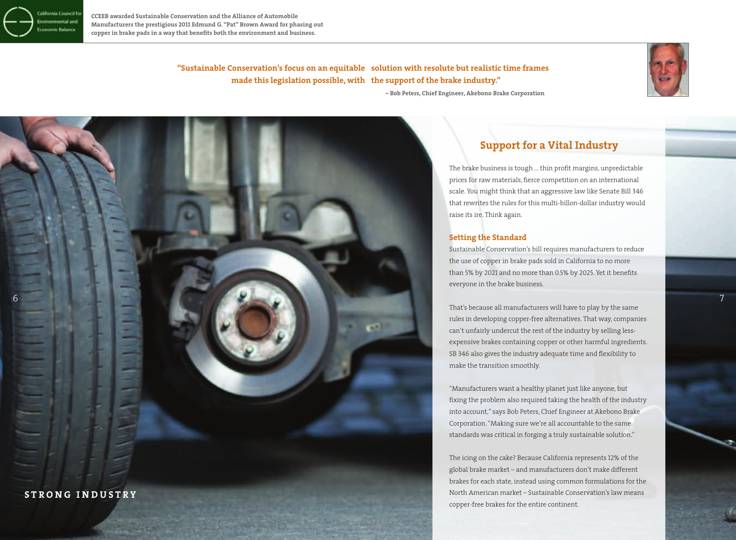California Council for Environmental and Economic Balance

**CCEEB awarded Sustainable Conservation and the Alliance of Automobile Manufacturers the prestigious 2011 Edmund G. "Pat" Brown Award for phasing out copper in brake pads in a way that benefits both the environment and business.**

**"Sustainable Conservation's focus on an equitable solution with resolute but realistic time frames made this legislation possible, with the support of the brake industry."**

**– Bob Peters, Chief Engineer, Akebono Brake Corporation**

STRONG INDUSTRY

## Support for a Vital Industry

The brake business is tough … thin profit margins, unpredictable prices for raw materials, fierce competition on an international scale. You might think that an aggressive law like Senate Bill 346 that rewrites the rules for this multi-billon-dollar industry would raise its ire. Think again.

### Setting the Standard

Sustainable Conservation's bill requires manufacturers to reduce the use of copper in brake pads sold in California to no more than 5% by 2021 and no more than 0.5% by 2025. Yet it benefits everyone in the brake business.

That's because all manufacturers will have to play by the same rules in developing copper-free alternatives. That way, companies can't unfairly undercut the rest of the industry by selling less-expensive brakes containing copper or other harmful ingredients. SB 346 also gives the industry adequate time and flexibility to make the transition smoothly.

"Manufacturers want a healthy planet just like anyone, but fixing the problem also required taking the health of the industry into account," says Bob Peters, Chief Engineer at Akebono Brake Corporation. "Making sure we're all accountable to the same standards was critical in forging a truly sustainable solution."

The icing on the cake? Because California represents 12% of the global brake market – and manufacturers don't make different brakes for each state, instead using common formulations for the North American market – Sustainable Conservation's law means copper-free brakes for the entire continent.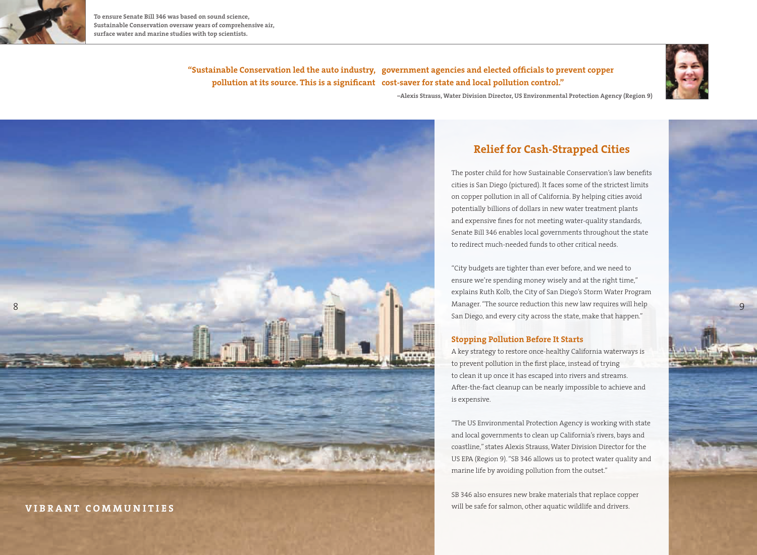To ensure Senate Bill 346 was based on sound science, Sustainable Conservation oversaw years of comprehensive air, surface water and marine studies with top scientists.

**"Sustainable Conservation led the auto industry, government agencies and elected officials to prevent copper pollution at its source. This is a significant cost-saver for state and local pollution control."**

**–Alexis Strauss, Water Division Director, US Environmental Protection Agency (Region 9)**

## Relief for Cash-Strapped Cities

The poster child for how Sustainable Conservation's law benefits cities is San Diego (pictured). It faces some of the strictest limits on copper pollution in all of California. By helping cities avoid potentially billions of dollars in new water treatment plants and expensive fines for not meeting water-quality standards, Senate Bill 346 enables local governments throughout the state to redirect much-needed funds to other critical needs.

"City budgets are tighter than ever before, and we need to ensure we're spending money wisely and at the right time," explains Ruth Kolb, the City of San Diego's Storm Water Program Manager. "The source reduction this new law requires will help San Diego, and every city across the state, make that happen."

### Stopping Pollution Before It Starts

A key strategy to restore once-healthy California waterways is to prevent pollution in the first place, instead of trying to clean it up once it has escaped into rivers and streams. After-the-fact cleanup can be nearly impossible to achieve and is expensive.

"The US Environmental Protection Agency is working with state and local governments to clean up California's rivers, bays and coastline," states Alexis Strauss, Water Division Director for the US EPA (Region 9). "SB 346 allows us to protect water quality and marine life by avoiding pollution from the outset."

SB 346 also ensures new brake materials that replace copper will be safe for salmon, other aquatic wildlife and drivers.

**VIBRANT COMMUNITIES**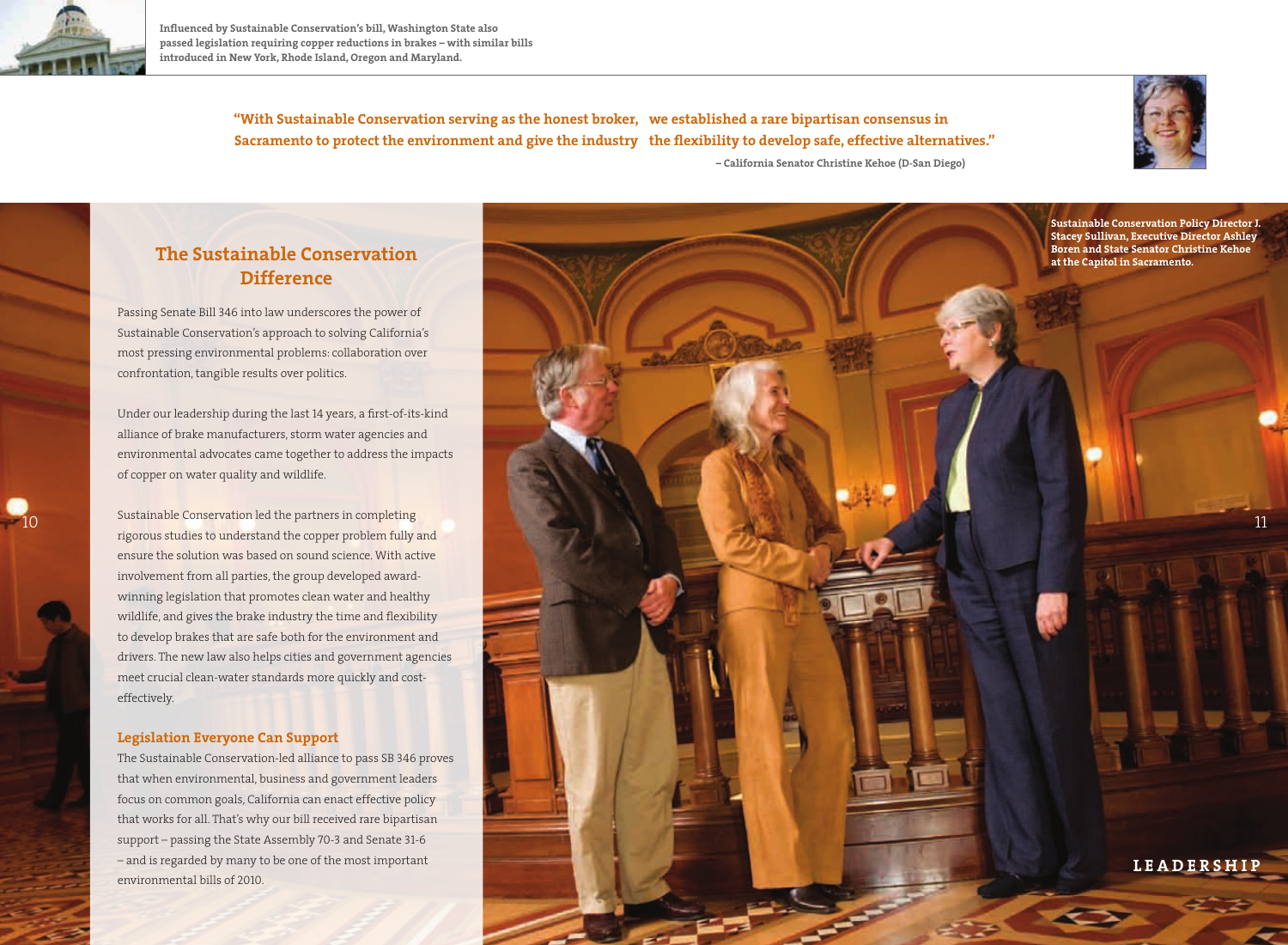Influenced by Sustainable Conservation's bill, Washington State also passed legislation requiring copper reductions in brakes – with similar bills introduced in New York, Rhode Island, Oregon and Maryland.

**"With Sustainable Conservation serving as the honest broker, we established a rare bipartisan consensus in Sacramento to protect the environment and give the industry the flexibility to develop safe, effective alternatives."**

**– California Senator Christine Kehoe (D-San Diego)**

## The Sustainable Conservation Difference

Passing Senate Bill 346 into law underscores the power of Sustainable Conservation's approach to solving California's most pressing environmental problems: collaboration over confrontation, tangible results over politics.

Under our leadership during the last 14 years, a first-of-its-kind alliance of brake manufacturers, storm water agencies and environmental advocates came together to address the impacts of copper on water quality and wildlife.

Sustainable Conservation led the partners in completing rigorous studies to understand the copper problem fully and ensure the solution was based on sound science. With active involvement from all parties, the group developed award-winning legislation that promotes clean water and healthy wildlife, and gives the brake industry the time and flexibility to develop brakes that are safe both for the environment and drivers. The new law also helps cities and government agencies meet crucial clean-water standards more quickly and cost-effectively.

### Legislation Everyone Can Support

The Sustainable Conservation-led alliance to pass SB 346 proves that when environmental, business and government leaders focus on common goals, California can enact effective policy that works for all. That's why our bill received rare bipartisan support – passing the State Assembly 70-3 and Senate 31-6 – and is regarded by many to be one of the most important environmental bills of 2010.

**Sustainable Conservation Policy Director J. Stacey Sullivan, Executive Director Ashley Boren and State Senator Christine Kehoe at the Capitol in Sacramento.**

**LEADERSHIP**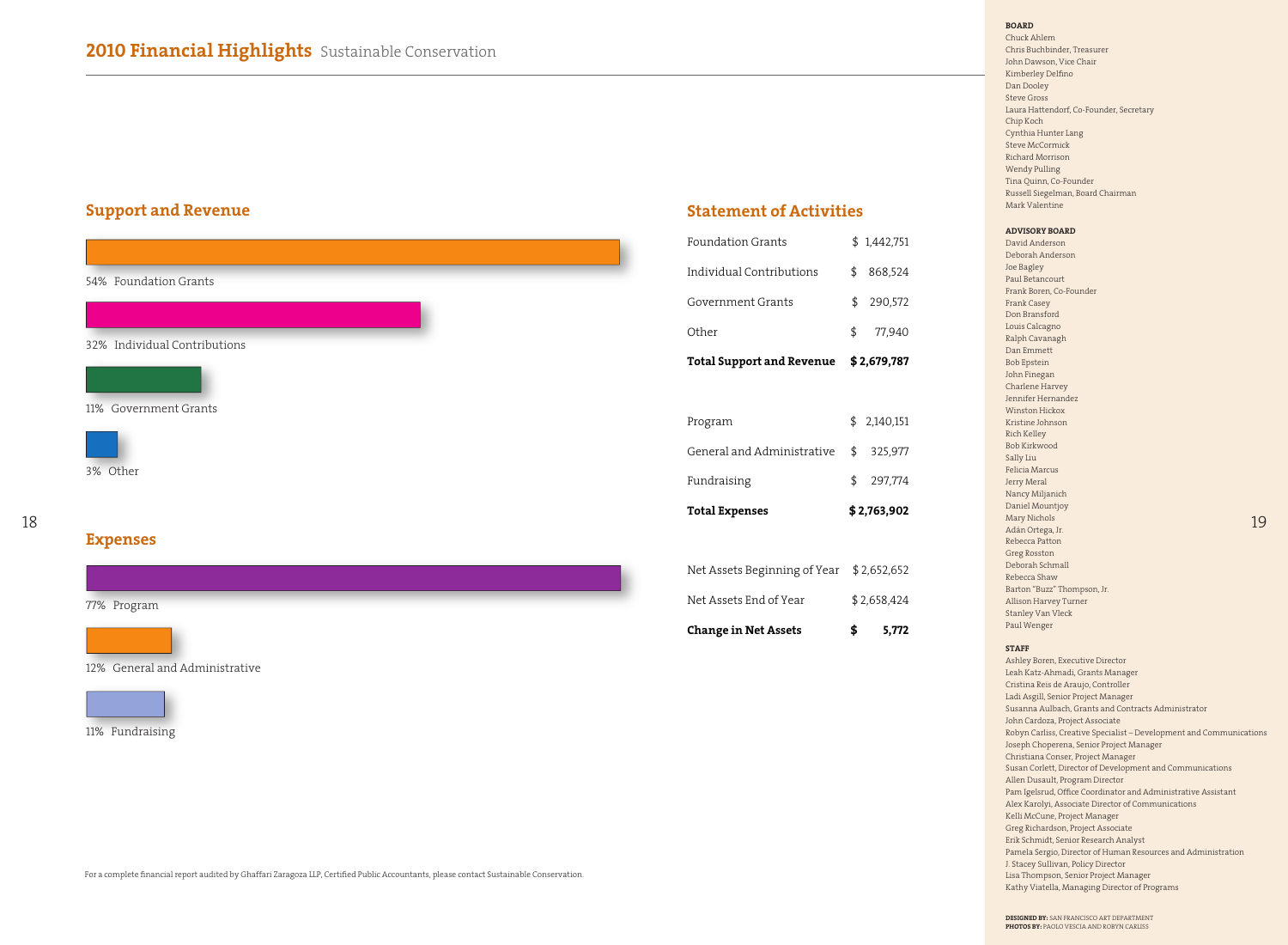# 2010 Financial Highlights Sustainable Conservation

## Support and Revenue

54% Foundation Grants

32% Individual Contributions

11% Government Grants

3% Other

## Expenses

77% Program

12% General and Administrative

11% Fundraising

## Statement of Activities

| | |
|---|---|
| Foundation Grants | $ 1,442,751 |
| Individual Contributions | $ 868,524 |
| Government Grants | $ 290,572 |
| Other | $ 77,940 |
| **Total Support and Revenue** | **$ 2,679,787** |
| | |
| Program | $ 2,140,151 |
| General and Administrative | $ 325,977 |
| Fundraising | $ 297,774 |
| **Total Expenses** | **$ 2,763,902** |
| | |
| Net Assets Beginning of Year | $ 2,652,652 |
| Net Assets End of Year | $ 2,658,424 |
| **Change in Net Assets** | **$ 5,772** |

For a complete financial report audited by Ghaffari Zaragoza LLP, Certified Public Accountants, please contact Sustainable Conservation.

**BOARD**
Chuck Ahlem
Chris Buchbinder, Treasurer
John Dawson, Vice Chair
Kimberley Delfino
Dan Dooley
Steve Gross
Laura Hattendorf, Co-Founder, Secretary
Chip Koch
Cynthia Hunter Lang
Steve McCormick
Richard Morrison
Wendy Pulling
Tina Quinn, Co-Founder
Russell Siegelman, Board Chairman
Mark Valentine

**ADVISORY BOARD**
David Anderson
Deborah Anderson
Joe Bagley
Paul Betancourt
Frank Boren, Co-Founder
Frank Casey
Don Bransford
Louis Calcagno
Ralph Cavanagh
Dan Emmett
Bob Epstein
John Finegan
Charlene Harvey
Jennifer Hernandez
Winston Hickox
Kristine Johnson
Rich Kelley
Bob Kirkwood
Sally Liu
Felicia Marcus
Jerry Meral
Nancy Miljanich
Daniel Mountjoy
Mary Nichols
Adán Ortega, Jr.
Rebecca Patton
Greg Rosston
Deborah Schmall
Rebecca Shaw
Barton "Buzz" Thompson, Jr.
Allison Harvey Turner
Stanley Van Vleck
Paul Wenger

**STAFF**
Ashley Boren, Executive Director
Leah Katz-Ahmadi, Grants Manager
Cristina Reis de Araujo, Controller
Ladi Asgill, Senior Project Manager
Susanna Aulbach, Grants and Contracts Administrator
John Cardoza, Project Associate
Robyn Carliss, Creative Specialist – Development and Communications
Joseph Choperena, Senior Project Manager
Christiana Conser, Project Manager
Susan Corlett, Director of Development and Communications
Allen Dusault, Program Director
Pam Igelsrud, Office Coordinator and Administrative Assistant
Alex Karolyi, Associate Director of Communications
Kelli McCune, Project Manager
Greg Richardson, Project Associate
Erik Schmidt, Senior Research Analyst
Pamela Sergio, Director of Human Resources and Administration
J. Stacey Sullivan, Policy Director
Lisa Thompson, Senior Project Manager
Kathy Viatella, Managing Director of Programs

**DESIGNED BY:** SAN FRANCISCO ART DEPARTMENT
**PHOTOS BY:** PAOLO VESCIA AND ROBYN CARLISS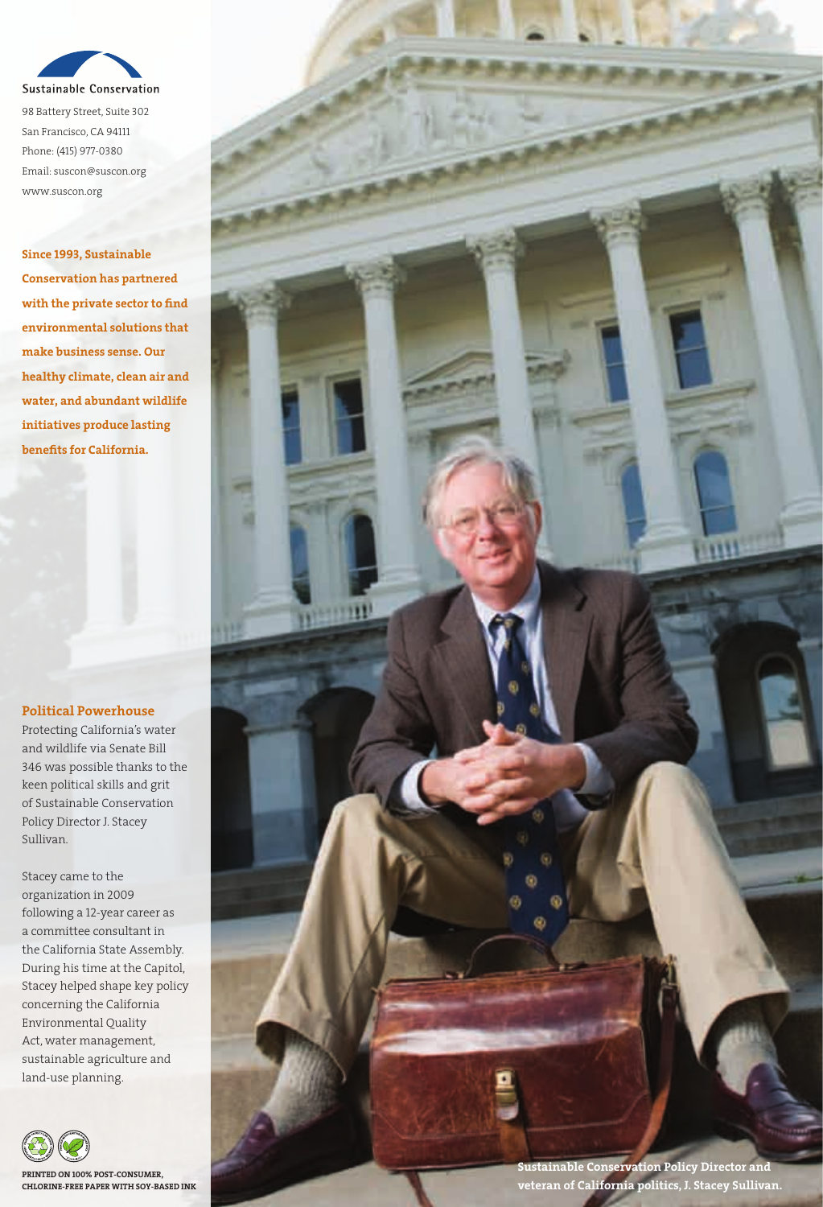Sustainable Conservation

98 Battery Street, Suite 302
San Francisco, CA 94111
Phone: (415) 977-0380
Email: suscon@suscon.org
www.suscon.org

**Since 1993, Sustainable Conservation has partnered with the private sector to find environmental solutions that make business sense. Our healthy climate, clean air and water, and abundant wildlife initiatives produce lasting benefits for California.**

## Political Powerhouse

Protecting California's water and wildlife via Senate Bill 346 was possible thanks to the keen political skills and grit of Sustainable Conservation Policy Director J. Stacey Sullivan.

Stacey came to the organization in 2009 following a 12-year career as a committee consultant in the California State Assembly. During his time at the Capitol, Stacey helped shape key policy concerning the California Environmental Quality Act, water management, sustainable agriculture and land-use planning.

**PRINTED ON 100% POST-CONSUMER, CHLORINE-FREE PAPER WITH SOY-BASED INK**

**Sustainable Conservation Policy Director and veteran of California politics, J. Stacey Sullivan.**